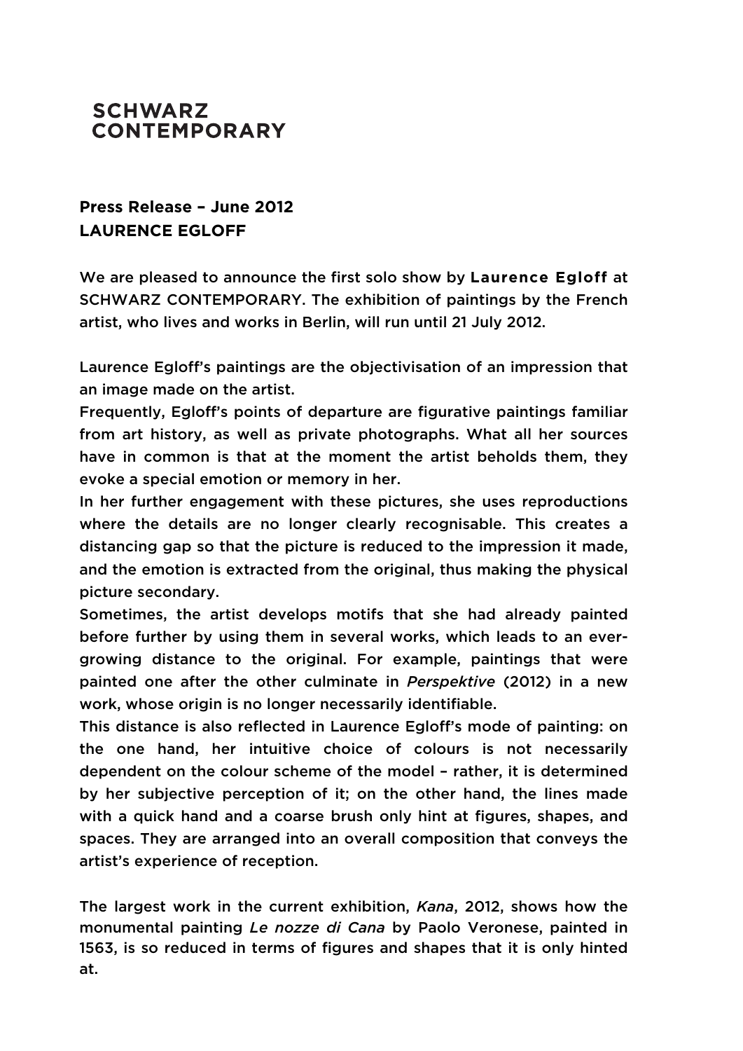**SCHWARZ**
**CONTEMPORARY**

**Press Release – June 2012**
**LAURENCE EGLOFF**

We are pleased to announce the first solo show by **Laurence Egloff** at SCHWARZ CONTEMPORARY. The exhibition of paintings by the French artist, who lives and works in Berlin, will run until 21 July 2012.

Laurence Egloff's paintings are the objectivisation of an impression that an image made on the artist.
Frequently, Egloff's points of departure are figurative paintings familiar from art history, as well as private photographs. What all her sources have in common is that at the moment the artist beholds them, they evoke a special emotion or memory in her.
In her further engagement with these pictures, she uses reproductions where the details are no longer clearly recognisable. This creates a distancing gap so that the picture is reduced to the impression it made, and the emotion is extracted from the original, thus making the physical picture secondary.
Sometimes, the artist develops motifs that she had already painted before further by using them in several works, which leads to an ever-growing distance to the original. For example, paintings that were painted one after the other culminate in *Perspektive* (2012) in a new work, whose origin is no longer necessarily identifiable.
This distance is also reflected in Laurence Egloff's mode of painting: on the one hand, her intuitive choice of colours is not necessarily dependent on the colour scheme of the model – rather, it is determined by her subjective perception of it; on the other hand, the lines made with a quick hand and a coarse brush only hint at figures, shapes, and spaces. They are arranged into an overall composition that conveys the artist's experience of reception.

The largest work in the current exhibition, *Kana*, 2012, shows how the monumental painting *Le nozze di Cana* by Paolo Veronese, painted in 1563, is so reduced in terms of figures and shapes that it is only hinted at.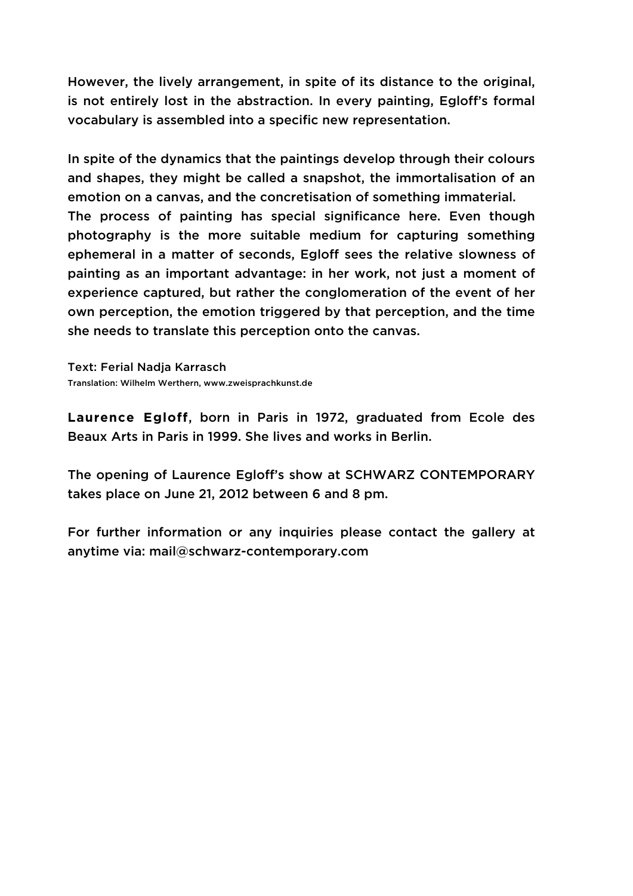However, the lively arrangement, in spite of its distance to the original, is not entirely lost in the abstraction. In every painting, Egloff's formal vocabulary is assembled into a specific new representation.

In spite of the dynamics that the paintings develop through their colours and shapes, they might be called a snapshot, the immortalisation of an emotion on a canvas, and the concretisation of something immaterial.
The process of painting has special significance here. Even though photography is the more suitable medium for capturing something ephemeral in a matter of seconds, Egloff sees the relative slowness of painting as an important advantage: in her work, not just a moment of experience captured, but rather the conglomeration of the event of her own perception, the emotion triggered by that perception, and the time she needs to translate this perception onto the canvas.

Text: Ferial Nadja Karrasch
Translation: Wilhelm Werthern, www.zweisprachkunst.de

**Laurence Egloff**, born in Paris in 1972, graduated from Ecole des Beaux Arts in Paris in 1999. She lives and works in Berlin.

The opening of Laurence Egloff's show at SCHWARZ CONTEMPORARY takes place on June 21, 2012 between 6 and 8 pm.

For further information or any inquiries please contact the gallery at anytime via: mail@schwarz-contemporary.com